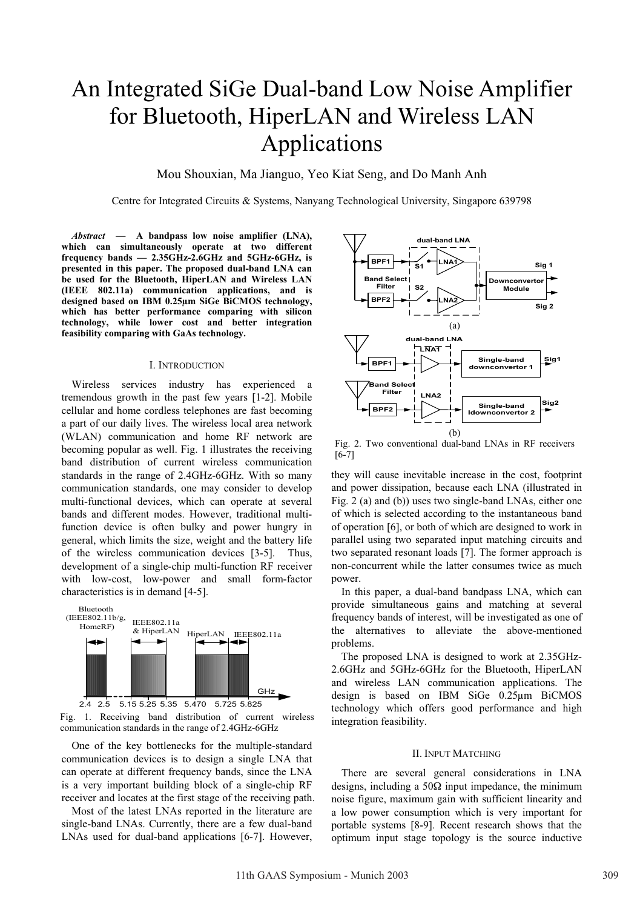# An Integrated SiGe Dual-band Low Noise Amplifier for Bluetooth, HiperLAN and Wireless LAN Applications

Mou Shouxian, Ma Jianguo, Yeo Kiat Seng, and Do Manh Anh

Centre for Integrated Circuits & Systems, Nanyang Technological University, Singapore 639798

***Abstract* — A bandpass low noise amplifier (LNA), which can simultaneously operate at two different frequency bands — 2.35GHz-2.6GHz and 5GHz-6GHz, is presented in this paper. The proposed dual-band LNA can be used for the Bluetooth, HiperLAN and Wireless LAN (IEEE 802.11a) communication applications, and is designed based on IBM 0.25µm SiGe BiCMOS technology, which has better performance comparing with silicon technology, while lower cost and better integration feasibility comparing with GaAs technology.**

## I. INTRODUCTION

Wireless services industry has experienced a tremendous growth in the past few years [1-2]. Mobile cellular and home cordless telephones are fast becoming a part of our daily lives. The wireless local area network (WLAN) communication and home RF network are becoming popular as well. Fig. 1 illustrates the receiving band distribution of current wireless communication standards in the range of 2.4GHz-6GHz. With so many communication standards, one may consider to develop multi-functional devices, which can operate at several bands and different modes. However, traditional multi-function device is often bulky and power hungry in general, which limits the size, weight and the battery life of the wireless communication devices [3-5]. Thus, development of a single-chip multi-function RF receiver with low-cost, low-power and small form-factor characteristics is in demand [4-5].

Fig. 1. Receiving band distribution of current wireless communication standards in the range of 2.4GHz-6GHz

One of the key bottlenecks for the multiple-standard communication devices is to design a single LNA that can operate at different frequency bands, since the LNA is a very important building block of a single-chip RF receiver and locates at the first stage of the receiving path.

Most of the latest LNAs reported in the literature are single-band LNAs. Currently, there are a few dual-band LNAs used for dual-band applications [6-7]. However, they will cause inevitable increase in the cost, footprint and power dissipation, because each LNA (illustrated in Fig. 2 (a) and (b)) uses two single-band LNAs, either one of which is selected according to the instantaneous band of operation [6], or both of which are designed to work in parallel using two separated input matching circuits and two separated resonant loads [7]. The former approach is non-concurrent while the latter consumes twice as much power.

Fig. 2. Two conventional dual-band LNAs in RF receivers [6-7]

In this paper, a dual-band bandpass LNA, which can provide simultaneous gains and matching at several frequency bands of interest, will be investigated as one of the alternatives to alleviate the above-mentioned problems.

The proposed LNA is designed to work at 2.35GHz-2.6GHz and 5GHz-6GHz for the Bluetooth, HiperLAN and wireless LAN communication applications. The design is based on IBM SiGe 0.25µm BiCMOS technology which offers good performance and high integration feasibility.

## II. INPUT MATCHING

There are several general considerations in LNA designs, including a 50Ω input impedance, the minimum noise figure, maximum gain with sufficient linearity and a low power consumption which is very important for portable systems [8-9]. Recent research shows that the optimum input stage topology is the source inductive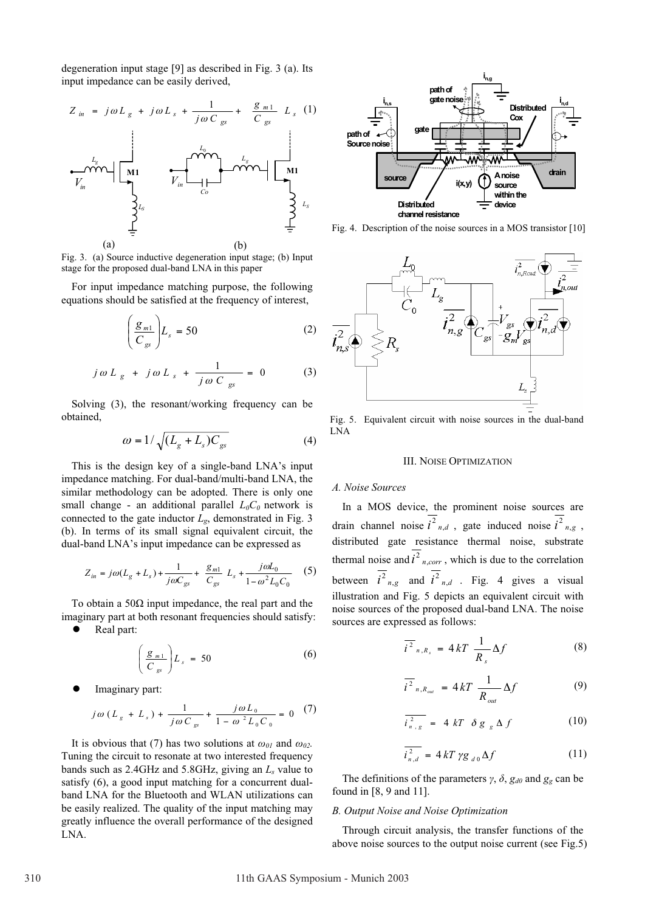degeneration input stage [9] as described in Fig. 3 (a). Its input impedance can be easily derived,

$$Z_{in} = j\omega L_g + j\omega L_s + \frac{1}{j\omega C_{gs}} + \frac{g_{m1}}{C_{gs}} L_s \quad (1)$$

Fig. 3. (a) Source inductive degeneration input stage; (b) Input stage for the proposed dual-band LNA in this paper

For input impedance matching purpose, the following equations should be satisfied at the frequency of interest,

$$\left(\frac{g_{m1}}{C_{gs}}\right) L_s = 50 \quad (2)$$

$$j\omega L_g + j\omega L_s + \frac{1}{j\omega C_{gs}} = 0 \quad (3)$$

Solving (3), the resonant/working frequency can be obtained,

$$\omega = 1/\sqrt{(L_g + L_s)C_{gs}} \quad (4)$$

This is the design key of a single-band LNA's input impedance matching. For dual-band/multi-band LNA, the similar methodology can be adopted. There is only one small change - an additional parallel $L_0C_0$ network is connected to the gate inductor $L_g$, demonstrated in Fig. 3 (b). In terms of its small signal equivalent circuit, the dual-band LNA's input impedance can be expressed as

$$Z_{in} = j\omega(L_g + L_s) + \frac{1}{j\omega C_{gs}} + \frac{g_{m1}}{C_{gs}} L_s + \frac{j\omega L_0}{1-\omega^2 L_0 C_0} \quad (5)$$

To obtain a 50Ω input impedance, the real part and the imaginary part at both resonant frequencies should satisfy:

- Real part:

$$\left(\frac{g_{m1}}{C_{gs}}\right) L_s = 50 \quad (6)$$

- Imaginary part:

$$j\omega(L_g + L_s) + \frac{1}{j\omega C_{gs}} + \frac{j\omega L_0}{1-\omega^2 L_0 C_0} = 0 \quad (7)$$

It is obvious that (7) has two solutions at $\omega_{01}$ and $\omega_{02}$. Tuning the circuit to resonate at two interested frequency bands such as 2.4GHz and 5.8GHz, giving an $L_s$ value to satisfy (6), a good input matching for a concurrent dual-band LNA for the Bluetooth and WLAN utilizations can be easily realized. The quality of the input matching may greatly influence the overall performance of the designed LNA.

Fig. 4. Description of the noise sources in a MOS transistor [10]

Fig. 5. Equivalent circuit with noise sources in the dual-band LNA

## III. Noise Optimization

### A. Noise Sources

In a MOS device, the prominent noise sources are drain channel noise $\overline{i^2_{n,d}}$, gate induced noise $\overline{i^2_{n,g}}$, distributed gate resistance thermal noise, substrate thermal noise and $\overline{i^2_{n,corr}}$, which is due to the correlation between $\overline{i^2_{n,g}}$ and $\overline{i^2_{n,d}}$. Fig. 4 gives a visual illustration and Fig. 5 depicts an equivalent circuit with noise sources of the proposed dual-band LNA. The noise sources are expressed as follows:

$$\overline{i^2_{n,R_s}} = 4kT \frac{1}{R_s} \Delta f \quad (8)$$

$$\overline{i^2_{n,R_{out}}} = 4kT \frac{1}{R_{out}} \Delta f \quad (9)$$

$$\overline{i^2_{n,g}} = 4kT \delta g_g \Delta f \quad (10)$$

$$\overline{i^2_{n,d}} = 4kT \gamma g_{d0} \Delta f \quad (11)$$

The definitions of the parameters $\gamma$, $\delta$, $g_{d0}$ and $g_g$ can be found in [8, 9 and 11].

### B. Output Noise and Noise Optimization

Through circuit analysis, the transfer functions of the above noise sources to the output noise current (see Fig.5)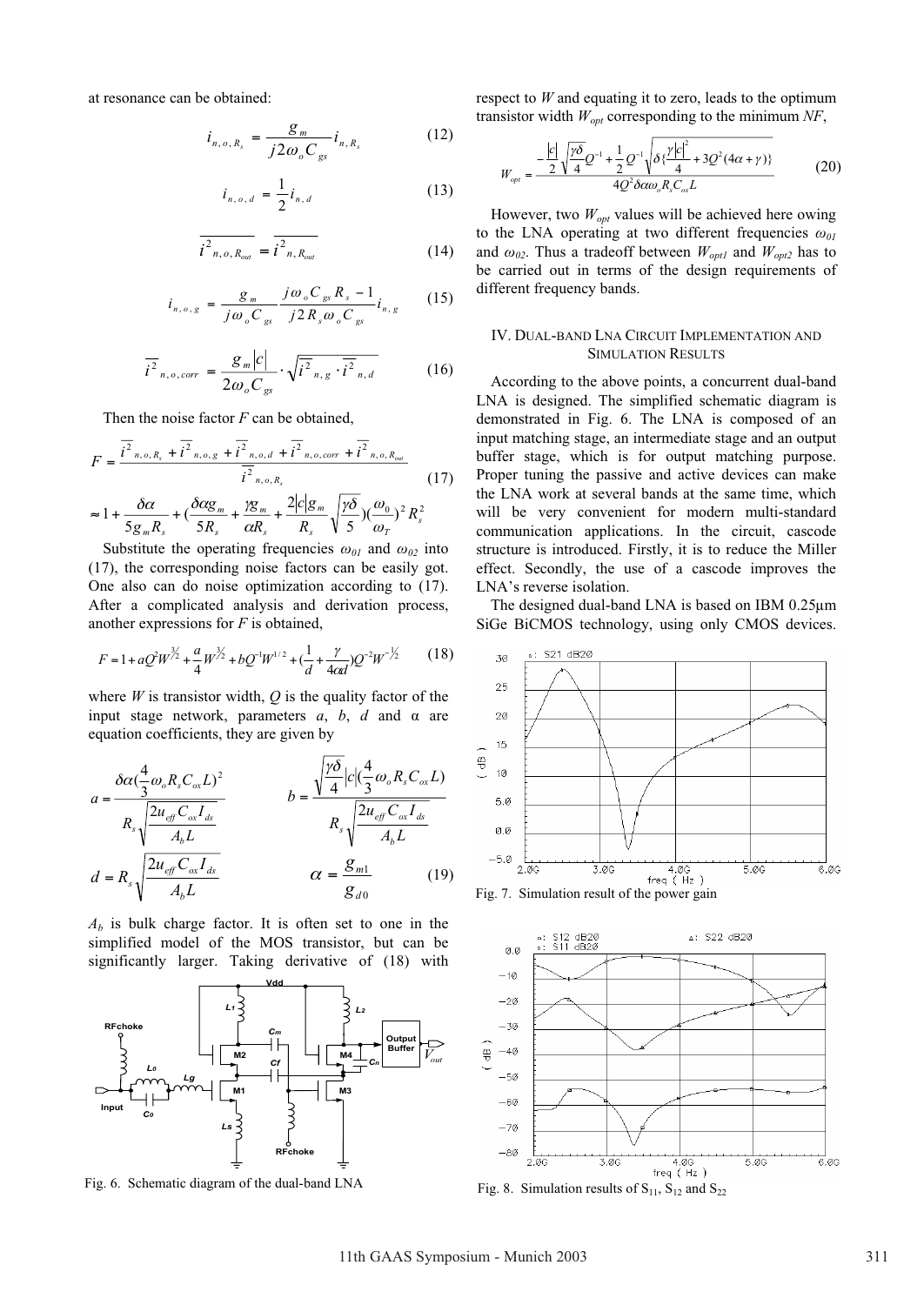at resonance can be obtained:

$$i_{n,o,R_s} = \frac{g_m}{j2\omega_o C_{gs}} i_{n,R_s} \tag{12}$$

$$i_{n,o,d} = \frac{1}{2} i_{n,d} \tag{13}$$

$$\overline{i^2_{n,o,R_{out}}} = \overline{i^2_{n,R_{out}}} \tag{14}$$

$$i_{n,o,g} = \frac{g_m}{j\omega_o C_{gs}} \frac{j\omega_o C_{gs} R_s - 1}{j2R_s\omega_o C_{gs}} i_{n,g} \tag{15}$$

$$\overline{i^2}_{n,o,corr} = \frac{g_m |c|}{2\omega_o C_{gs}} \cdot \sqrt{\overline{i^2}_{n,g} \cdot \overline{i^2}_{n,d}} \tag{16}$$

Then the noise factor $F$ can be obtained,

$$F = \frac{\overline{i^2}_{n,o,R_s} + \overline{i^2}_{n,o,g} + \overline{i^2}_{n,o,d} + \overline{i^2}_{n,o,corr} + \overline{i^2}_{n,o,R_{out}}}{\overline{i^2}_{n,o,R_s}}$$
$$\approx 1 + \frac{\delta\alpha}{5g_m R_s} + \left(\frac{\delta\alpha g_m}{5R_s} + \frac{\gamma g_m}{\alpha R_s} + \frac{2|c|g_m}{R_s}\sqrt{\frac{\gamma\delta}{5}}\right)\left(\frac{\omega_0}{\omega_T}\right)^2 R_s^2 \tag{17}$$

Substitute the operating frequencies $\omega_{01}$ and $\omega_{02}$ into (17), the corresponding noise factors can be easily got. One also can do noise optimization according to (17). After a complicated analysis and derivation process, another expressions for $F$ is obtained,

$$F = 1 + aQ^2W^{3/2} + \frac{a}{4}W^{3/2} + bQ^{-1}W^{1/2} + \left(\frac{1}{d} + \frac{\gamma}{4\alpha d}\right)Q^{-2}W^{-1/2} \tag{18}$$

where $W$ is transistor width, $Q$ is the quality factor of the input stage network, parameters $a$, $b$, $d$ and α are equation coefficients, they are given by

$$a = \frac{\delta\alpha\left(\frac{4}{3}\omega_o R_s C_{ox} L\right)^2}{R_s\sqrt{\frac{2u_{eff}C_{ox}I_{ds}}{A_b L}}} \qquad b = \frac{\sqrt{\frac{\gamma\delta}{4}}|c|\left(\frac{4}{3}\omega_o R_s C_{ox} L\right)}{R_s\sqrt{\frac{2u_{eff}C_{ox}I_{ds}}{A_b L}}}$$

$$d = R_s\sqrt{\frac{2u_{eff}C_{ox}I_{ds}}{A_b L}} \qquad \alpha = \frac{g_{m1}}{g_{d0}} \tag{19}$$

$A_b$ is bulk charge factor. It is often set to one in the simplified model of the MOS transistor, but can be significantly larger. Taking derivative of (18) with respect to $W$ and equating it to zero, leads to the optimum transistor width $W_{opt}$ corresponding to the minimum $NF$,

$$W_{opt} = \frac{-\frac{|c|}{2}\sqrt{\frac{\gamma\delta}{4}}Q^{-1} + \frac{1}{2}Q^{-1}\sqrt{\delta\left\{\frac{\gamma|c|^2}{4} + 3Q^2(4\alpha+\gamma)\right\}}}{4Q^2\delta\alpha\omega_o R_s C_{ox} L} \tag{20}$$

However, two $W_{opt}$ values will be achieved here owing to the LNA operating at two different frequencies $\omega_{01}$ and $\omega_{02}$. Thus a tradeoff between $W_{opt1}$ and $W_{opt2}$ has to be carried out in terms of the design requirements of different frequency bands.

## IV. Dual-band LNA Circuit Implementation and Simulation Results

According to the above points, a concurrent dual-band LNA is designed. The simplified schematic diagram is demonstrated in Fig. 6. The LNA is composed of an input matching stage, an intermediate stage and an output buffer stage, which is for output matching purpose. Proper tuning the passive and active devices can make the LNA work at several bands at the same time, which will be very convenient for modern multi-standard communication applications. In the circuit, cascode structure is introduced. Firstly, it is to reduce the Miller effect. Secondly, the use of a cascode improves the LNA's reverse isolation.

The designed dual-band LNA is based on IBM 0.25µm SiGe BiCMOS technology, using only CMOS devices.

Fig. 6. Schematic diagram of the dual-band LNA

Fig. 7. Simulation result of the power gain

Fig. 8. Simulation results of $S_{11}$, $S_{12}$ and $S_{22}$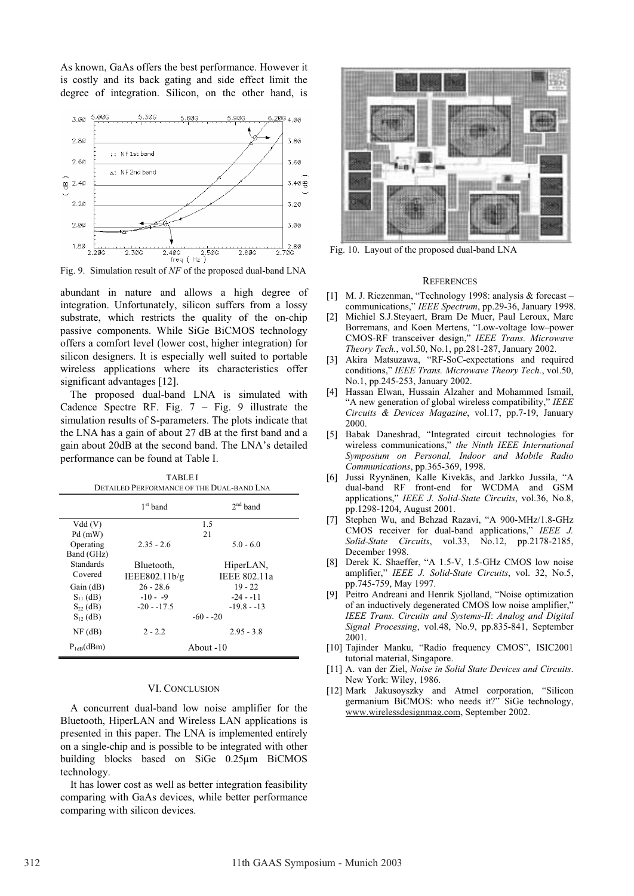As known, GaAs offers the best performance. However it is costly and its back gating and side effect limit the degree of integration. Silicon, on the other hand, is abundant in nature and allows a high degree of integration. Unfortunately, silicon suffers from a lossy substrate, which restricts the quality of the on-chip passive components. While SiGe BiCMOS technology offers a comfort level (lower cost, higher integration) for silicon designers. It is especially well suited to portable wireless applications where its characteristics offer significant advantages [12].

5.00G 5.30G 5.60G 5.90G 6.20G

3.00 2.80 2.60 2.40 2.20 2.00 1.80

( dB )

◇: NF 1st band

△: NF 2nd band

4.00 3.80 3.60 3.40 3.20 3.00 2.80

( dB )

2.20G 2.30G 2.40G 2.50G 2.60G 2.70G

freq ( Hz )

Fig. 9. Simulation result of *NF* of the proposed dual-band LNA

The proposed dual-band LNA is simulated with Cadence Spectre RF. Fig. 7 – Fig. 9 illustrate the simulation results of S-parameters. The plots indicate that the LNA has a gain of about 27 dB at the first band and a gain about 20dB at the second band. The LNA's detailed performance can be found at Table I.

TABLE I
DETAILED PERFORMANCE OF THE DUAL-BAND LNA

| | 1st band | 2nd band |
|---|---|---|
| Vdd (V) | 1.5 | |
| Pd (mW) | 21 | |
| Operating Band (GHz) | 2.35 - 2.6 | 5.0 - 6.0 |
| Standards Covered | Bluetooth, IEEE802.11b/g | HiperLAN, IEEE 802.11a |
| Gain (dB) | 26 - 28.6 | 19 - 22 |
| $S_{11}$ (dB) | -10 - -9 | -24 - -11 |
| $S_{22}$ (dB) | -20 - -17.5 | -19.8 - -13 |
| $S_{12}$ (dB) | -60 - -20 | |
| NF (dB) | 2 - 2.2 | 2.95 - 3.8 |
| $P_{1dB}$(dBm) | About -10 | |

## VI. CONCLUSION

A concurrent dual-band low noise amplifier for the Bluetooth, HiperLAN and Wireless LAN applications is presented in this paper. The LNA is implemented entirely on a single-chip and is possible to be integrated with other building blocks based on SiGe 0.25µm BiCMOS technology.

It has lower cost as well as better integration feasibility comparing with GaAs devices, while better performance comparing with silicon devices.

Fig. 10. Layout of the proposed dual-band LNA

## REFERENCES

[1] M. J. Riezenman, "Technology 1998: analysis & forecast – communications," *IEEE Spectrum*, pp.29-36, January 1998.

[2] Michiel S.J.Steyaert, Bram De Muer, Paul Leroux, Marc Borremans, and Koen Mertens, "Low-voltage low–power CMOS-RF transceiver design," *IEEE Trans. Microwave Theory Tech.*, vol.50, No.1, pp.281-287, January 2002.

[3] Akira Matsuzawa, "RF-SoC-expectations and required conditions," *IEEE Trans. Microwave Theory Tech.*, vol.50, No.1, pp.245-253, January 2002.

[4] Hassan Elwan, Hussain Alzaher and Mohammed Ismail, "A new generation of global wireless compatibility," *IEEE Circuits & Devices Magazine*, vol.17, pp.7-19, January 2000.

[5] Babak Daneshrad, "Integrated circuit technologies for wireless communications," *the Ninth IEEE International Symposium on Personal, Indoor and Mobile Radio Communications*, pp.365-369, 1998.

[6] Jussi Ryynänen, Kalle Kivekäs, and Jarkko Jussila, "A dual-band RF front-end for WCDMA and GSM applications," *IEEE J. Solid-State Circuits*, vol.36, No.8, pp.1298-1204, August 2001.

[7] Stephen Wu, and Behzad Razavi, "A 900-MHz/1.8-GHz CMOS receiver for dual-band applications," *IEEE J. Solid-State Circuits*, vol.33, No.12, pp.2178-2185, December 1998.

[8] Derek K. Shaeffer, "A 1.5-V, 1.5-GHz CMOS low noise amplifier," *IEEE J. Solid-State Circuits*, vol. 32, No.5, pp.745-759, May 1997.

[9] Peitro Andreani and Henrik Sjolland, "Noise optimization of an inductively degenerated CMOS low noise amplifier," *IEEE Trans. Circuits and Systems-II*: *Analog and Digital Signal Processing*, vol.48, No.9, pp.835-841, September 2001.

[10] Tajinder Manku, "Radio frequency CMOS", ISIC2001 tutorial material, Singapore.

[11] A. van der Ziel, *Noise in Solid State Devices and Circuits*. New York: Wiley, 1986.

[12] Mark Jakusoyszky and Atmel corporation, "Silicon germanium BiCMOS: who needs it?" SiGe technology, www.wirelessdesignmag.com, September 2002.